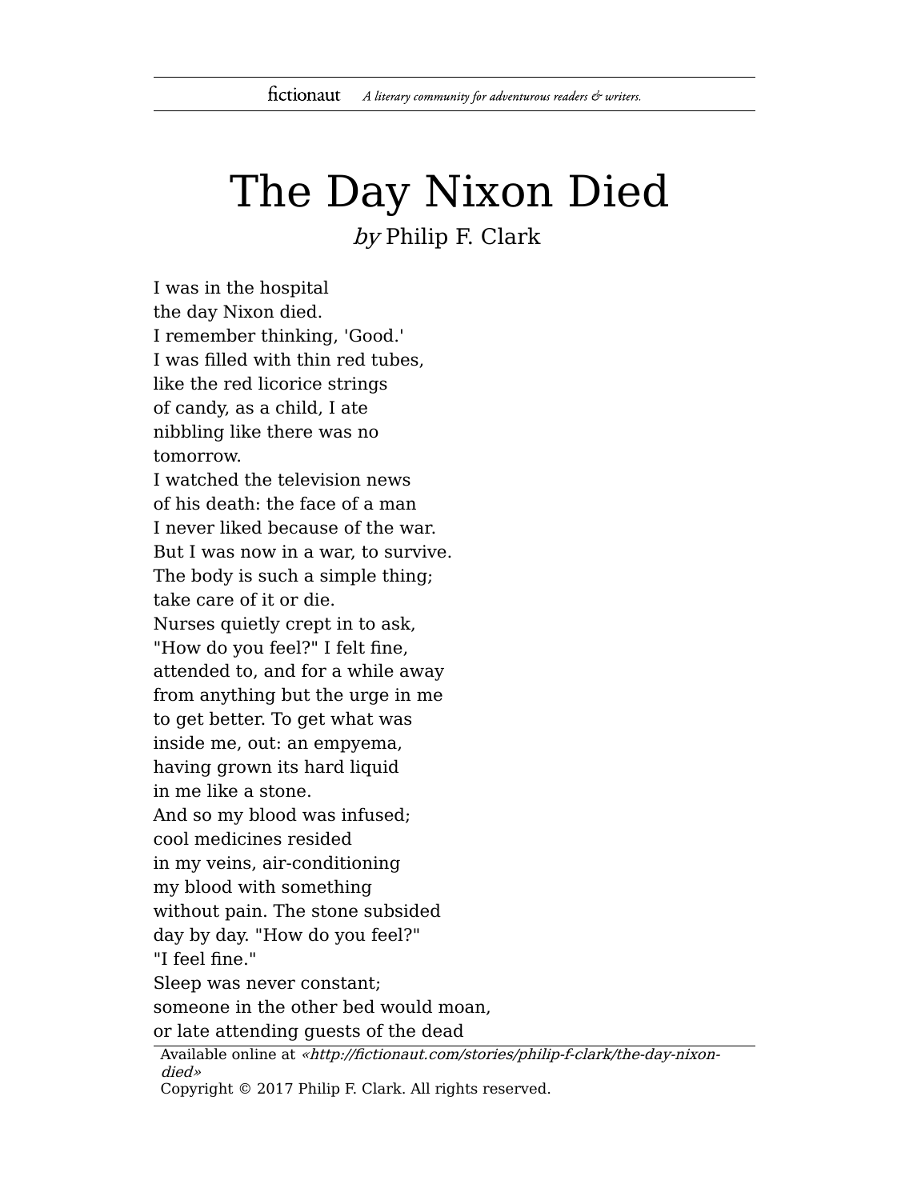# The Day Nixon Died

*by* Philip F. Clark

I was in the hospital  
the day Nixon died.  
I remember thinking, 'Good.'  
I was filled with thin red tubes,  
like the red licorice strings  
of candy, as a child, I ate  
nibbling like there was no  
tomorrow.  
I watched the television news  
of his death: the face of a man  
I never liked because of the war.  
But I was now in a war, to survive.  
The body is such a simple thing;  
take care of it or die.  
Nurses quietly crept in to ask,  
"How do you feel?" I felt fine,  
attended to, and for a while away  
from anything but the urge in me  
to get better. To get what was  
inside me, out: an empyema,  
having grown its hard liquid  
in me like a stone.  
And so my blood was infused;  
cool medicines resided  
in my veins, air-conditioning  
my blood with something  
without pain. The stone subsided  
day by day. "How do you feel?"  
"I feel fine."  
Sleep was never constant;  
someone in the other bed would moan,  
or late attending guests of the dead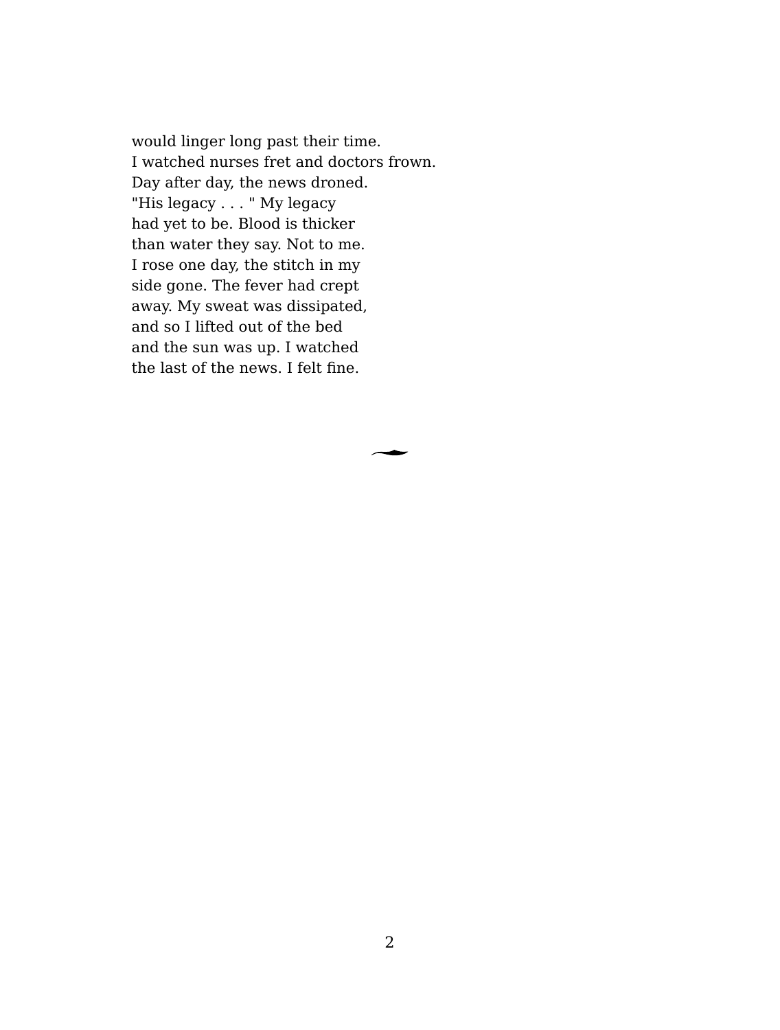would linger long past their time.  
I watched nurses fret and doctors frown.  
Day after day, the news droned.  
"His legacy . . . " My legacy  
had yet to be. Blood is thicker  
than water they say. Not to me.  
I rose one day, the stitch in my  
side gone. The fever had crept  
away. My sweat was dissipated,  
and so I lifted out of the bed  
and the sun was up. I watched  
the last of the news. I felt fine.